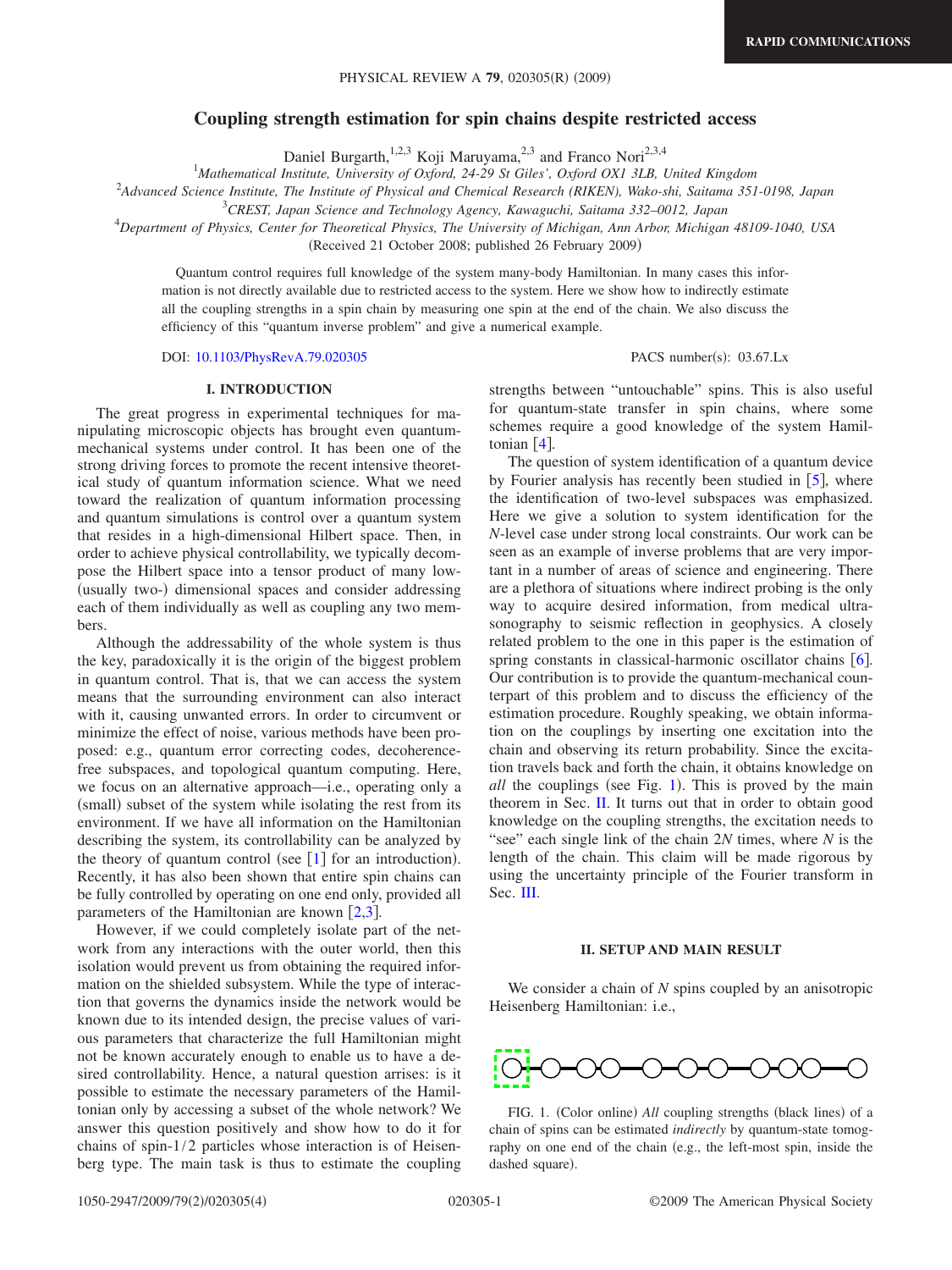# Coupling strength estimation for spin chains despite restricted access

Daniel Burgarth,[1,2,3] Koji Maruyama,[2,3] and Franco Nori[2,3,4]

[1]*Mathematical Institute, University of Oxford, 24-29 St Giles', Oxford OX1 3LB, United Kingdom*
[2]*Advanced Science Institute, The Institute of Physical and Chemical Research (RIKEN), Wako-shi, Saitama 351-0198, Japan*
[3]*CREST, Japan Science and Technology Agency, Kawaguchi, Saitama 332–0012, Japan*
[4]*Department of Physics, Center for Theoretical Physics, The University of Michigan, Ann Arbor, Michigan 48109-1040, USA*

(Received 21 October 2008; published 26 February 2009)

Quantum control requires full knowledge of the system many-body Hamiltonian. In many cases this information is not directly available due to restricted access to the system. Here we show how to indirectly estimate all the coupling strengths in a spin chain by measuring one spin at the end of the chain. We also discuss the efficiency of this "quantum inverse problem" and give a numerical example.

DOI: 10.1103/PhysRevA.79.020305 PACS number(s): 03.67.Lx

## I. INTRODUCTION

The great progress in experimental techniques for manipulating microscopic objects has brought even quantum-mechanical systems under control. It has been one of the strong driving forces to promote the recent intensive theoretical study of quantum information science. What we need toward the realization of quantum information processing and quantum simulations is control over a quantum system that resides in a high-dimensional Hilbert space. Then, in order to achieve physical controllability, we typically decompose the Hilbert space into a tensor product of many low- (usually two-) dimensional spaces and consider addressing each of them individually as well as coupling any two members.

Although the addressability of the whole system is thus the key, paradoxically it is the origin of the biggest problem in quantum control. That is, that we can access the system means that the surrounding environment can also interact with it, causing unwanted errors. In order to circumvent or minimize the effect of noise, various methods have been proposed: e.g., quantum error correcting codes, decoherence-free subspaces, and topological quantum computing. Here, we focus on an alternative approach—i.e., operating only a (small) subset of the system while isolating the rest from its environment. If we have all information on the Hamiltonian describing the system, its controllability can be analyzed by the theory of quantum control (see [1] for an introduction). Recently, it has also been shown that entire spin chains can be fully controlled by operating on one end only, provided all parameters of the Hamiltonian are known [2,3].

However, if we could completely isolate part of the network from any interactions with the outer world, then this isolation would prevent us from obtaining the required information on the shielded subsystem. While the type of interaction that governs the dynamics inside the network would be known due to its intended design, the precise values of various parameters that characterize the full Hamiltonian might not be known accurately enough to enable us to have a desired controllability. Hence, a natural question arises: is it possible to estimate the necessary parameters of the Hamiltonian only by accessing a subset of the whole network? We answer this question positively and show how to do it for chains of spin-1/2 particles whose interaction is of Heisenberg type. The main task is thus to estimate the coupling strengths between "untouchable" spins. This is also useful for quantum-state transfer in spin chains, where some schemes require a good knowledge of the system Hamiltonian [4].

The question of system identification of a quantum device by Fourier analysis has recently been studied in [5], where the identification of two-level subspaces was emphasized. Here we give a solution to system identification for the $N$-level case under strong local constraints. Our work can be seen as an example of inverse problems that are very important in a number of areas of science and engineering. There are a plethora of situations where indirect probing is the only way to acquire desired information, from medical ultrasonography to seismic reflection in geophysics. A closely related problem to the one in this paper is the estimation of spring constants in classical-harmonic oscillator chains [6]. Our contribution is to provide the quantum-mechanical counterpart of this problem and to discuss the efficiency of the estimation procedure. Roughly speaking, we obtain information on the couplings by inserting one excitation into the chain and observing its return probability. Since the excitation travels back and forth the chain, it obtains knowledge on *all* the couplings (see Fig. 1). This is proved by the main theorem in Sec. II. It turns out that in order to obtain good knowledge on the coupling strengths, the excitation needs to "see" each single link of the chain $2N$ times, where $N$ is the length of the chain. This claim will be made rigorous by using the uncertainty principle of the Fourier transform in Sec. III.

## II. SETUP AND MAIN RESULT

We consider a chain of $N$ spins coupled by an anisotropic Heisenberg Hamiltonian: i.e.,

FIG. 1. (Color online) *All* coupling strengths (black lines) of a chain of spins can be estimated *indirectly* by quantum-state tomography on one end of the chain (e.g., the left-most spin, inside the dashed square).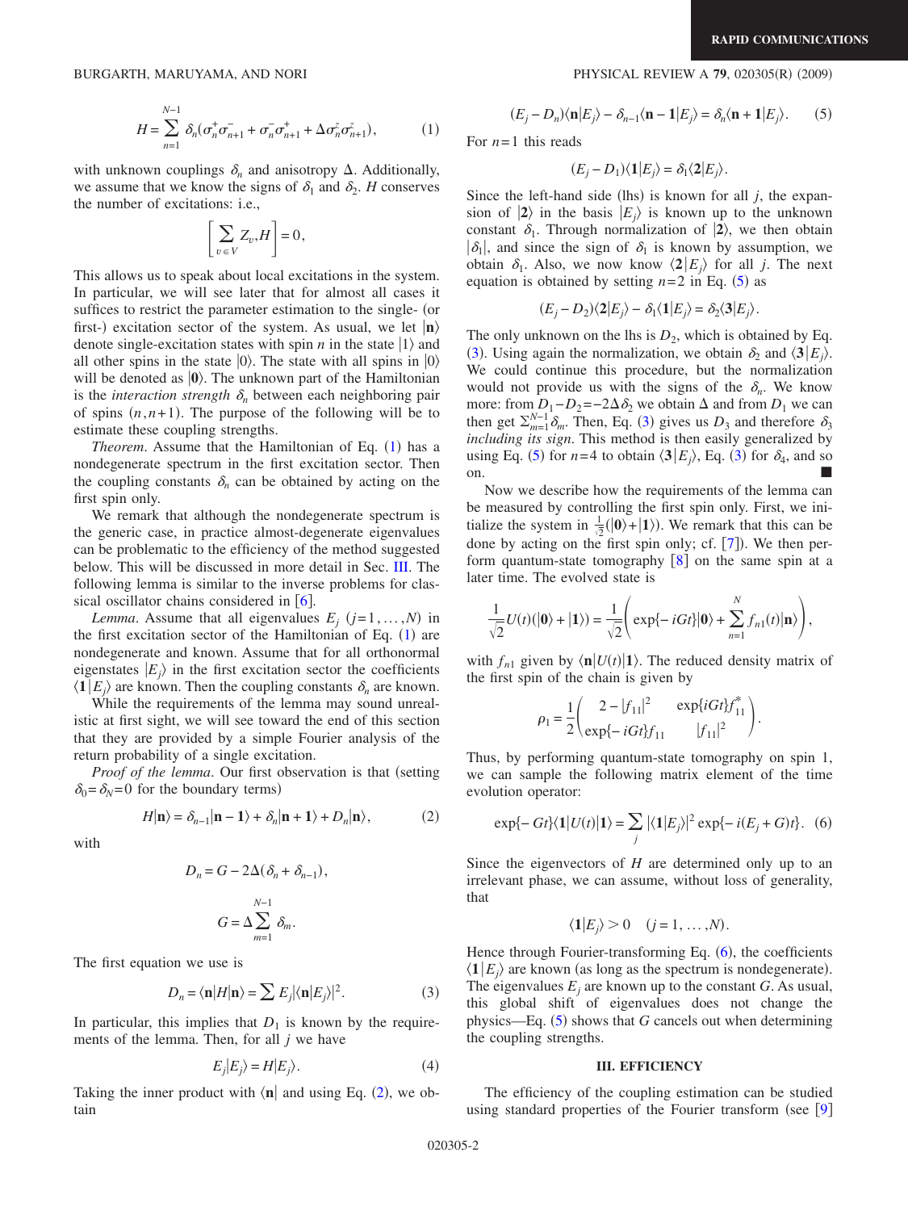$$H = \sum_{n=1}^{N-1} \delta_n(\sigma_n^+\sigma_{n+1}^- + \sigma_n^-\sigma_{n+1}^+ + \Delta\sigma_n^z\sigma_{n+1}^z), \tag{1}$$

with unknown couplings $\delta_n$ and anisotropy $\Delta$. Additionally, we assume that we know the signs of $\delta_1$ and $\delta_2$. $H$ conserves the number of excitations: i.e.,

$$\left[\sum_{v\in V} Z_v, H\right] = 0,$$

This allows us to speak about local excitations in the system. In particular, we will see later that for almost all cases it suffices to restrict the parameter estimation to the single- (or first-) excitation sector of the system. As usual, we let $|\mathbf{n}\rangle$ denote single-excitation states with spin $n$ in the state $|1\rangle$ and all other spins in the state $|0\rangle$. The state with all spins in $|0\rangle$ will be denoted as $|\mathbf{0}\rangle$. The unknown part of the Hamiltonian is the *interaction strength* $\delta_n$ between each neighboring pair of spins $(n,n+1)$. The purpose of the following will be to estimate these coupling strengths.

*Theorem*. Assume that the Hamiltonian of Eq. (1) has a nondegenerate spectrum in the first excitation sector. Then the coupling constants $\delta_n$ can be obtained by acting on the first spin only.

We remark that although the nondegenerate spectrum is the generic case, in practice almost-degenerate eigenvalues can be problematic to the efficiency of the method suggested below. This will be discussed in more detail in Sec. III. The following lemma is similar to the inverse problems for classical oscillator chains considered in [6].

*Lemma*. Assume that all eigenvalues $E_j$ $(j=1,\ldots,N)$ in the first excitation sector of the Hamiltonian of Eq. (1) are nondegenerate and known. Assume that for all orthonormal eigenstates $|E_j\rangle$ in the first excitation sector the coefficients $\langle \mathbf{1}|E_j\rangle$ are known. Then the coupling constants $\delta_n$ are known.

While the requirements of the lemma may sound unrealistic at first sight, we will see toward the end of this section that they are provided by a simple Fourier analysis of the return probability of a single excitation.

*Proof of the lemma*. Our first observation is that (setting $\delta_0=\delta_N=0$ for the boundary terms)

$$H|\mathbf{n}\rangle = \delta_{n-1}|\mathbf{n-1}\rangle + \delta_n|\mathbf{n+1}\rangle + D_n|\mathbf{n}\rangle, \tag{2}$$

with

$$D_n = G - 2\Delta(\delta_n + \delta_{n-1}),$$

$$G = \Delta\sum_{m=1}^{N-1}\delta_m.$$

The first equation we use is

$$D_n = \langle \mathbf{n}|H|\mathbf{n}\rangle = \sum E_j|\langle \mathbf{n}|E_j\rangle|^2. \tag{3}$$

In particular, this implies that $D_1$ is known by the requirements of the lemma. Then, for all $j$ we have

$$E_j|E_j\rangle = H|E_j\rangle. \tag{4}$$

Taking the inner product with $\langle \mathbf{n}|$ and using Eq. (2), we obtain

$$(E_j - D_n)\langle \mathbf{n}|E_j\rangle - \delta_{n-1}\langle \mathbf{n-1}|E_j\rangle = \delta_n\langle \mathbf{n+1}|E_j\rangle. \tag{5}$$

For $n=1$ this reads

$$(E_j - D_1)\langle \mathbf{1}|E_j\rangle = \delta_1\langle \mathbf{2}|E_j\rangle.$$

Since the left-hand side (lhs) is known for all $j$, the expansion of $|\mathbf{2}\rangle$ in the basis $|E_j\rangle$ is known up to the unknown constant $\delta_1$. Through normalization of $|\mathbf{2}\rangle$, we then obtain $|\delta_1|$, and since the sign of $\delta_1$ is known by assumption, we obtain $\delta_1$. Also, we now know $\langle \mathbf{2}|E_j\rangle$ for all $j$. The next equation is obtained by setting $n=2$ in Eq. (5) as

$$(E_j - D_2)\langle \mathbf{2}|E_j\rangle - \delta_1\langle \mathbf{1}|E_j\rangle = \delta_2\langle \mathbf{3}|E_j\rangle.$$

The only unknown on the lhs is $D_2$, which is obtained by Eq. (3). Using again the normalization, we obtain $\delta_2$ and $\langle \mathbf{3}|E_j\rangle$. We could continue this procedure, but the normalization would not provide us with the signs of the $\delta_n$. We know more: from $D_1 - D_2 = -2\Delta\delta_2$ we obtain $\Delta$ and from $D_1$ we can then get $\sum_{m=1}^{N-1}\delta_m$. Then, Eq. (3) gives us $D_3$ and therefore $\delta_3$ *including its sign*. This method is then easily generalized by using Eq. (5) for $n=4$ to obtain $\langle \mathbf{3}|E_j\rangle$, Eq. (3) for $\delta_4$, and so on. ■

Now we describe how the requirements of the lemma can be measured by controlling the first spin only. First, we initialize the system in $\frac{1}{\sqrt{2}}(|\mathbf{0}\rangle + |\mathbf{1}\rangle)$. We remark that this can be done by acting on the first spin only; cf. [7]). We then perform quantum-state tomography [8] on the same spin at a later time. The evolved state is

$$\frac{1}{\sqrt{2}}U(t)(|\mathbf{0}\rangle + |\mathbf{1}\rangle) = \frac{1}{\sqrt{2}}\left(\exp\{-iGt\}|\mathbf{0}\rangle + \sum_{n=1}^{N} f_{n1}(t)|\mathbf{n}\rangle\right),$$

with $f_{n1}$ given by $\langle \mathbf{n}|U(t)|\mathbf{1}\rangle$. The reduced density matrix of the first spin of the chain is given by

$$\rho_1 = \frac{1}{2}\begin{pmatrix} 2-|f_{11}|^2 & \exp\{iGt\}f_{11}^* \\ \exp\{-iGt\}f_{11} & |f_{11}|^2 \end{pmatrix}.$$

Thus, by performing quantum-state tomography on spin 1, we can sample the following matrix element of the time evolution operator:

$$\exp\{-Gt\}\langle \mathbf{1}|U(t)|\mathbf{1}\rangle = \sum_j |\langle \mathbf{1}|E_j\rangle|^2 \exp\{-i(E_j+G)t\}. \tag{6}$$

Since the eigenvectors of $H$ are determined only up to an irrelevant phase, we can assume, without loss of generality, that

$$\langle \mathbf{1}|E_j\rangle > 0 \quad (j=1,\ldots,N).$$

Hence through Fourier-transforming Eq. (6), the coefficients $\langle \mathbf{1}|E_j\rangle$ are known (as long as the spectrum is nondegenerate). The eigenvalues $E_j$ are known up to the constant $G$. As usual, this global shift of eigenvalues does not change the physics—Eq. (5) shows that $G$ cancels out when determining the coupling strengths.

## III. EFFICIENCY

The efficiency of the coupling estimation can be studied using standard properties of the Fourier transform (see [9]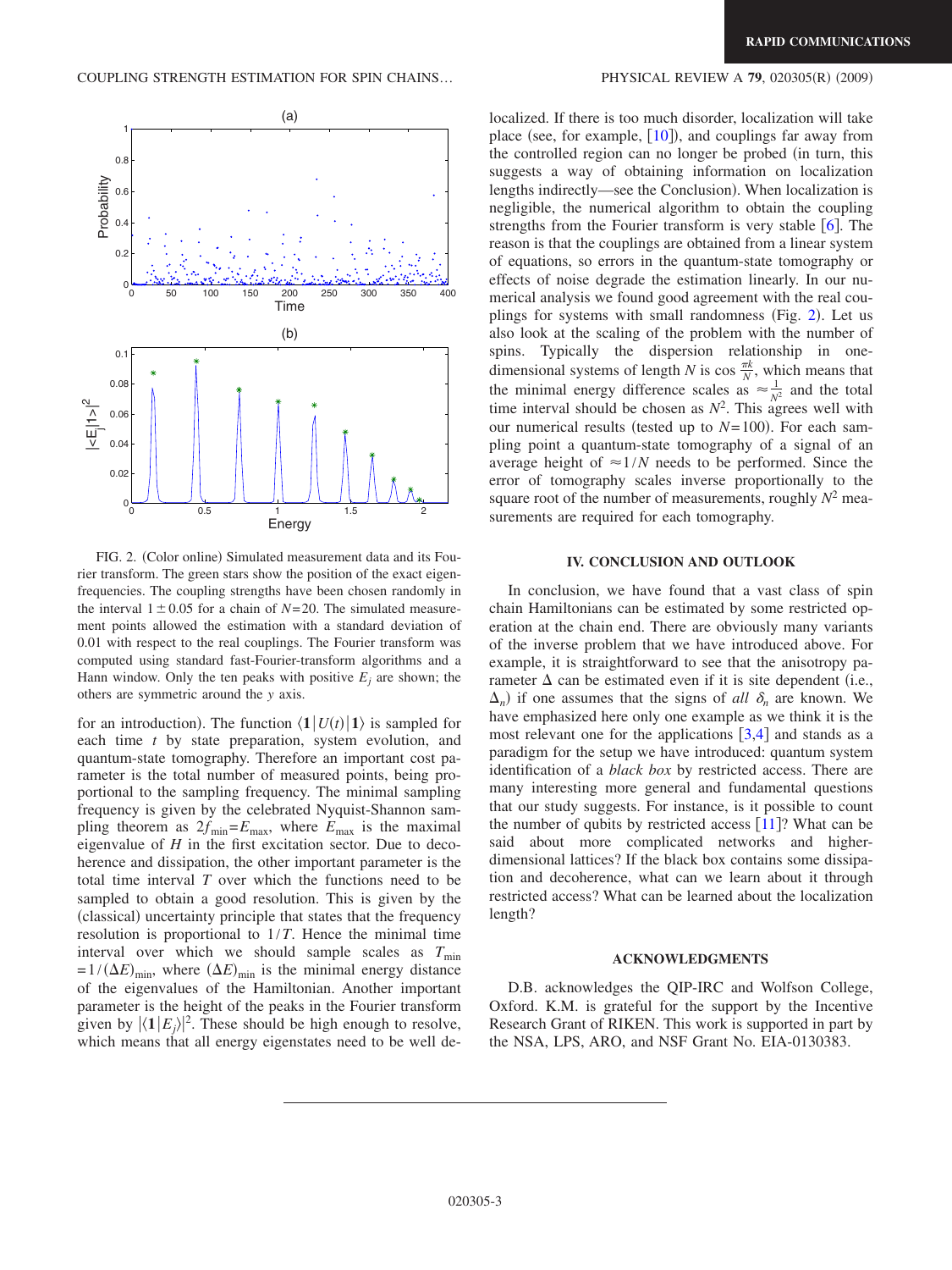FIG. 2. (Color online) Simulated measurement data and its Fourier transform. The green stars show the position of the exact eigenfrequencies. The coupling strengths have been chosen randomly in the interval $1 \pm 0.05$ for a chain of $N=20$. The simulated measurement points allowed the estimation with a standard deviation of 0.01 with respect to the real couplings. The Fourier transform was computed using standard fast-Fourier-transform algorithms and a Hann window. Only the ten peaks with positive $E_j$ are shown; the others are symmetric around the $y$ axis.

for an introduction). The function $\langle \mathbf{1} | U(t) | \mathbf{1} \rangle$ is sampled for each time $t$ by state preparation, system evolution, and quantum-state tomography. Therefore an important cost parameter is the total number of measured points, being proportional to the sampling frequency. The minimal sampling frequency is given by the celebrated Nyquist-Shannon sampling theorem as $2f_{\min}=E_{\max}$, where $E_{\max}$ is the maximal eigenvalue of $H$ in the first excitation sector. Due to decoherence and dissipation, the other important parameter is the total time interval $T$ over which the functions need to be sampled to obtain a good resolution. This is given by the (classical) uncertainty principle that states that the frequency resolution is proportional to $1/T$. Hence the minimal time interval over which we should sample scales as $T_{\min} = 1/(\Delta E)_{\min}$, where $(\Delta E)_{\min}$ is the minimal energy distance of the eigenvalues of the Hamiltonian. Another important parameter is the height of the peaks in the Fourier transform given by $|\langle \mathbf{1} | E_j \rangle|^2$. These should be high enough to resolve, which means that all energy eigenstates need to be well delocalized. If there is too much disorder, localization will take place (see, for example, [10]), and couplings far away from the controlled region can no longer be probed (in turn, this suggests a way of obtaining information on localization lengths indirectly—see the Conclusion). When localization is negligible, the numerical algorithm to obtain the coupling strengths from the Fourier transform is very stable [6]. The reason is that the couplings are obtained from a linear system of equations, so errors in the quantum-state tomography or effects of noise degrade the estimation linearly. In our numerical analysis we found good agreement with the real couplings for systems with small randomness (Fig. 2). Let us also look at the scaling of the problem with the number of spins. Typically the dispersion relationship in one-dimensional systems of length $N$ is $\cos \frac{\pi k}{N}$, which means that the minimal energy difference scales as $\approx \frac{1}{N^2}$ and the total time interval should be chosen as $N^2$. This agrees well with our numerical results (tested up to $N=100$). For each sampling point a quantum-state tomography of a signal of an average height of $\approx 1/N$ needs to be performed. Since the error of tomography scales inverse proportionally to the square root of the number of measurements, roughly $N^2$ measurements are required for each tomography.

## IV. CONCLUSION AND OUTLOOK

In conclusion, we have found that a vast class of spin chain Hamiltonians can be estimated by some restricted operation at the chain end. There are obviously many variants of the inverse problem that we have introduced above. For example, it is straightforward to see that the anisotropy parameter $\Delta$ can be estimated even if it is site dependent (i.e., $\Delta_n$) if one assumes that the signs of *all* $\delta_n$ are known. We have emphasized here only one example as we think it is the most relevant one for the applications [3,4] and stands as a paradigm for the setup we have introduced: quantum system identification of a *black box* by restricted access. There are many interesting more general and fundamental questions that our study suggests. For instance, is it possible to count the number of qubits by restricted access [11]? What can be said about more complicated networks and higher-dimensional lattices? If the black box contains some dissipation and decoherence, what can we learn about it through restricted access? What can be learned about the localization length?

## ACKNOWLEDGMENTS

D.B. acknowledges the QIP-IRC and Wolfson College, Oxford. K.M. is grateful for the support by the Incentive Research Grant of RIKEN. This work is supported in part by the NSA, LPS, ARO, and NSF Grant No. EIA-0130383.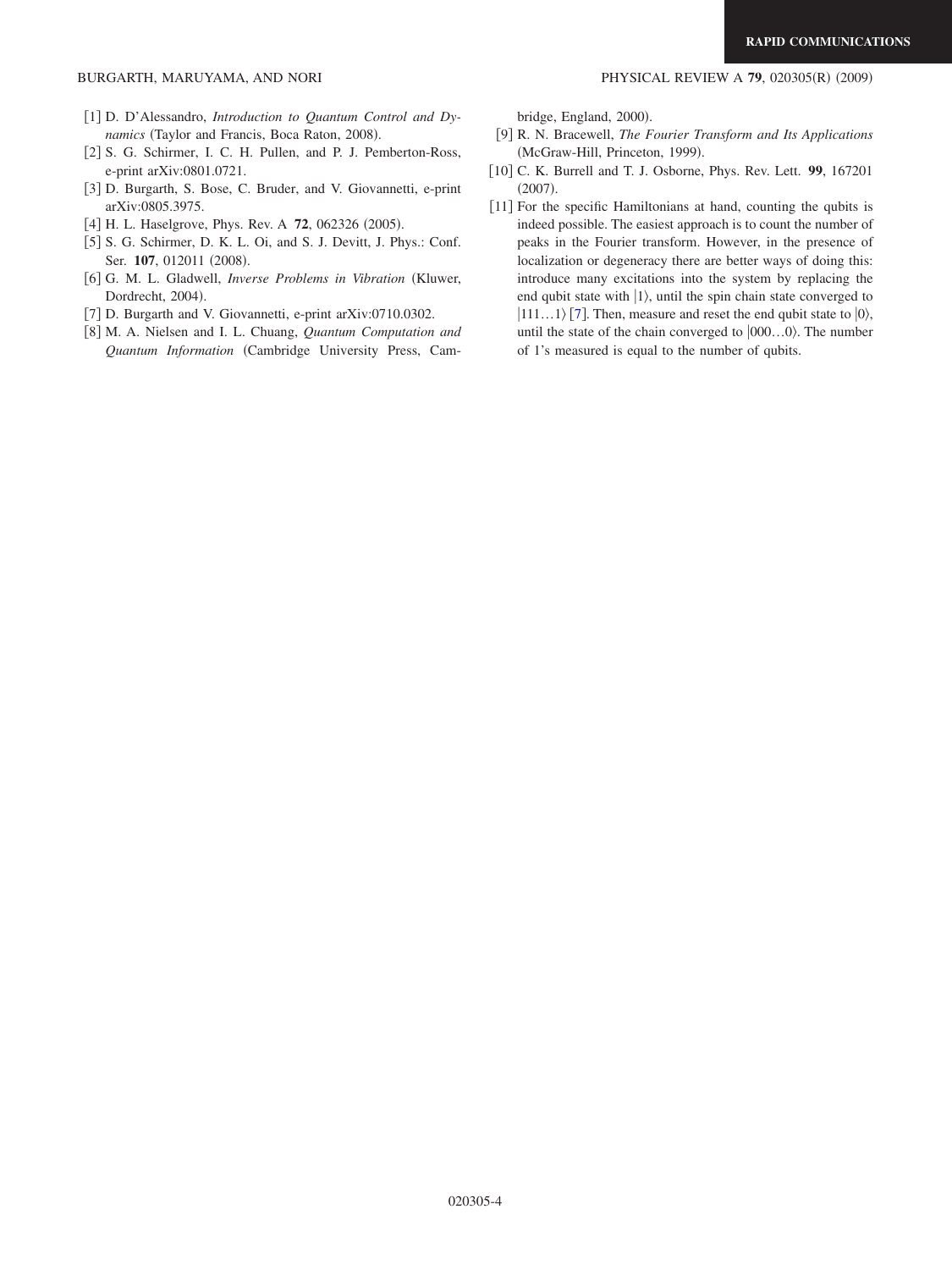[1] D. D'Alessandro, *Introduction to Quantum Control and Dynamics* (Taylor and Francis, Boca Raton, 2008).

[2] S. G. Schirmer, I. C. H. Pullen, and P. J. Pemberton-Ross, e-print arXiv:0801.0721.

[3] D. Burgarth, S. Bose, C. Bruder, and V. Giovannetti, e-print arXiv:0805.3975.

[4] H. L. Haselgrove, Phys. Rev. A **72**, 062326 (2005).

[5] S. G. Schirmer, D. K. L. Oi, and S. J. Devitt, J. Phys.: Conf. Ser. **107**, 012011 (2008).

[6] G. M. L. Gladwell, *Inverse Problems in Vibration* (Kluwer, Dordrecht, 2004).

[7] D. Burgarth and V. Giovannetti, e-print arXiv:0710.0302.

[8] M. A. Nielsen and I. L. Chuang, *Quantum Computation and Quantum Information* (Cambridge University Press, Cambridge, England, 2000).

[9] R. N. Bracewell, *The Fourier Transform and Its Applications* (McGraw-Hill, Princeton, 1999).

[10] C. K. Burrell and T. J. Osborne, Phys. Rev. Lett. **99**, 167201 (2007).

[11] For the specific Hamiltonians at hand, counting the qubits is indeed possible. The easiest approach is to count the number of peaks in the Fourier transform. However, in the presence of localization or degeneracy there are better ways of doing this: introduce many excitations into the system by replacing the end qubit state with $|1\rangle$, until the spin chain state converged to $|111\ldots1\rangle$ [7]. Then, measure and reset the end qubit state to $|0\rangle$, until the state of the chain converged to $|000\ldots0\rangle$. The number of 1's measured is equal to the number of qubits.